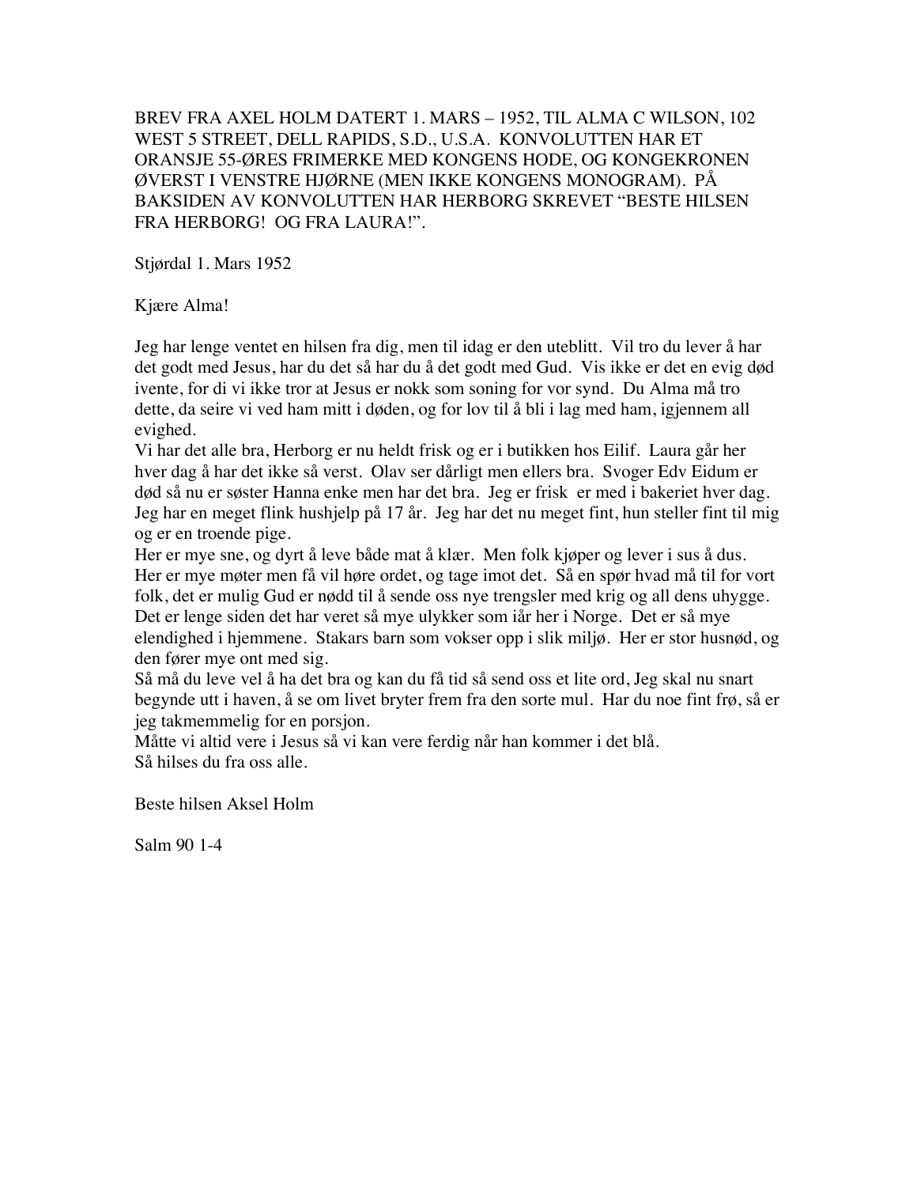BREV FRA AXEL HOLM DATERT 1. MARS – 1952, TIL ALMA C WILSON, 102 WEST 5 STREET, DELL RAPIDS, S.D., U.S.A. KONVOLUTTEN HAR ET ORANSJE 55-ØRES FRIMERKE MED KONGENS HODE, OG KONGEKRONEN ØVERST I VENSTRE HJØRNE (MEN IKKE KONGENS MONOGRAM). PÅ BAKSIDEN AV KONVOLUTTEN HAR HERBORG SKREVET "BESTE HILSEN FRA HERBORG! OG FRA LAURA!".

Stjørdal 1. Mars 1952

Kjære Alma!

Jeg har lenge ventet en hilsen fra dig, men til idag er den uteblitt. Vil tro du lever å har det godt med Jesus, har du det så har du å det godt med Gud. Vis ikke er det en evig død ivente, for di vi ikke tror at Jesus er nokk som soning for vor synd. Du Alma må tro dette, da seire vi ved ham mitt i døden, og for lov til å bli i lag med ham, igjennem all evighed.
Vi har det alle bra, Herborg er nu heldt frisk og er i butikken hos Eilif. Laura går her hver dag å har det ikke så verst. Olav ser dårligt men ellers bra. Svoger Edv Eidum er død så nu er søster Hanna enke men har det bra. Jeg er frisk er med i bakeriet hver dag. Jeg har en meget flink hushjelp på 17 år. Jeg har det nu meget fint, hun steller fint til mig og er en troende pige.
Her er mye sne, og dyrt å leve både mat å klær. Men folk kjøper og lever i sus å dus. Her er mye møter men få vil høre ordet, og tage imot det. Så en spør hvad må til for vort folk, det er mulig Gud er nødd til å sende oss nye trengsler med krig og all dens uhygge. Det er lenge siden det har veret så mye ulykker som iår her i Norge. Det er så mye elendighed i hjemmene. Stakars barn som vokser opp i slik miljø. Her er stor husnød, og den fører mye ont med sig.
Så må du leve vel å ha det bra og kan du få tid så send oss et lite ord, Jeg skal nu snart begynde utt i haven, å se om livet bryter frem fra den sorte mul. Har du noe fint frø, så er jeg takmemmelig for en porsjon.
Måtte vi altid vere i Jesus så vi kan vere ferdig når han kommer i det blå.
Så hilses du fra oss alle.

Beste hilsen Aksel Holm

Salm 90 1-4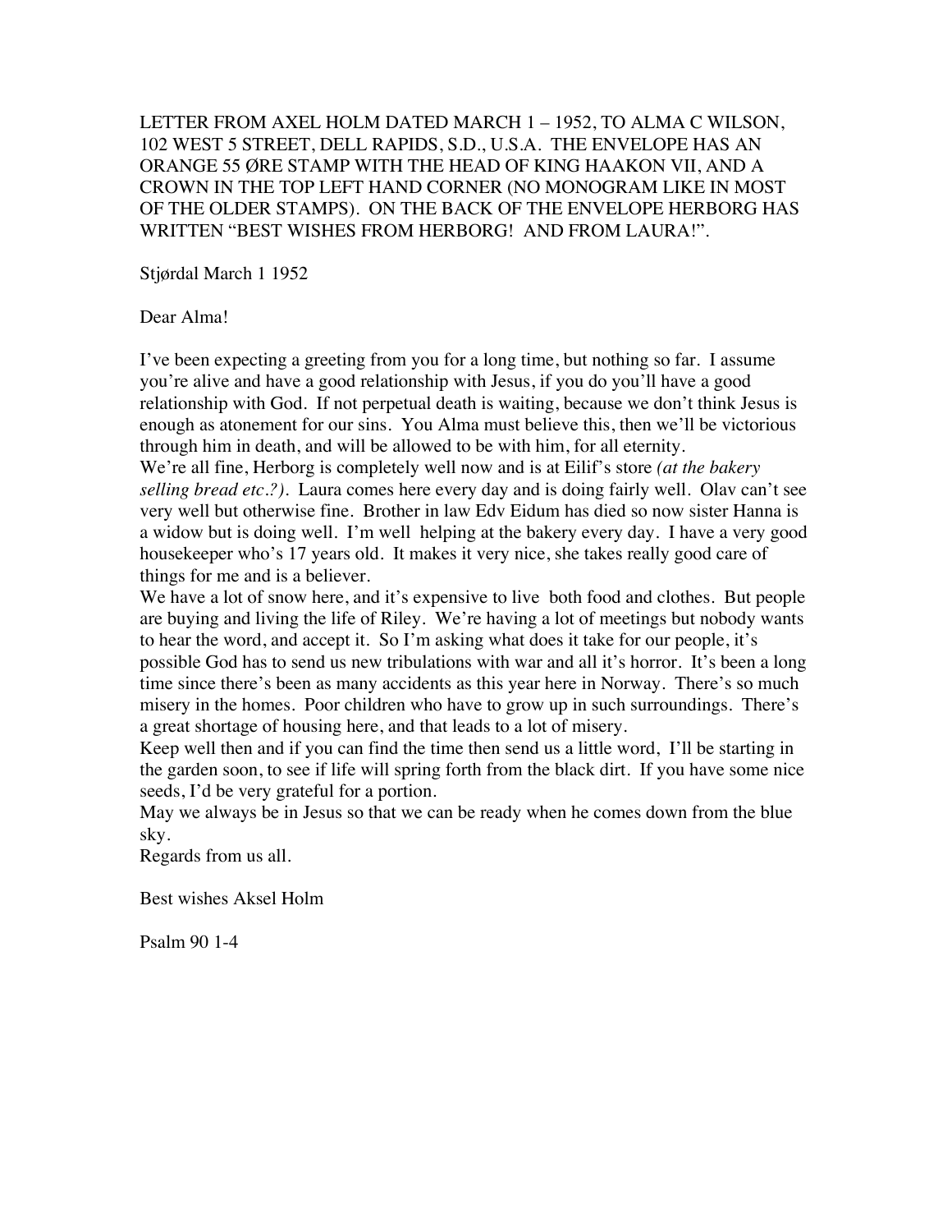LETTER FROM AXEL HOLM DATED MARCH 1 – 1952, TO ALMA C WILSON, 102 WEST 5 STREET, DELL RAPIDS, S.D., U.S.A. THE ENVELOPE HAS AN ORANGE 55 ØRE STAMP WITH THE HEAD OF KING HAAKON VII, AND A CROWN IN THE TOP LEFT HAND CORNER (NO MONOGRAM LIKE IN MOST OF THE OLDER STAMPS). ON THE BACK OF THE ENVELOPE HERBORG HAS WRITTEN "BEST WISHES FROM HERBORG! AND FROM LAURA!".

Stjørdal March 1 1952

Dear Alma!

I've been expecting a greeting from you for a long time, but nothing so far. I assume you're alive and have a good relationship with Jesus, if you do you'll have a good relationship with God. If not perpetual death is waiting, because we don't think Jesus is enough as atonement for our sins. You Alma must believe this, then we'll be victorious through him in death, and will be allowed to be with him, for all eternity.
We're all fine, Herborg is completely well now and is at Eilif's store *(at the bakery selling bread etc.?)*. Laura comes here every day and is doing fairly well. Olav can't see very well but otherwise fine. Brother in law Edv Eidum has died so now sister Hanna is a widow but is doing well. I'm well helping at the bakery every day. I have a very good housekeeper who's 17 years old. It makes it very nice, she takes really good care of things for me and is a believer.
We have a lot of snow here, and it's expensive to live both food and clothes. But people are buying and living the life of Riley. We're having a lot of meetings but nobody wants to hear the word, and accept it. So I'm asking what does it take for our people, it's possible God has to send us new tribulations with war and all it's horror. It's been a long time since there's been as many accidents as this year here in Norway. There's so much misery in the homes. Poor children who have to grow up in such surroundings. There's a great shortage of housing here, and that leads to a lot of misery.
Keep well then and if you can find the time then send us a little word, I'll be starting in the garden soon, to see if life will spring forth from the black dirt. If you have some nice seeds, I'd be very grateful for a portion.
May we always be in Jesus so that we can be ready when he comes down from the blue sky.
Regards from us all.

Best wishes Aksel Holm

Psalm 90 1-4